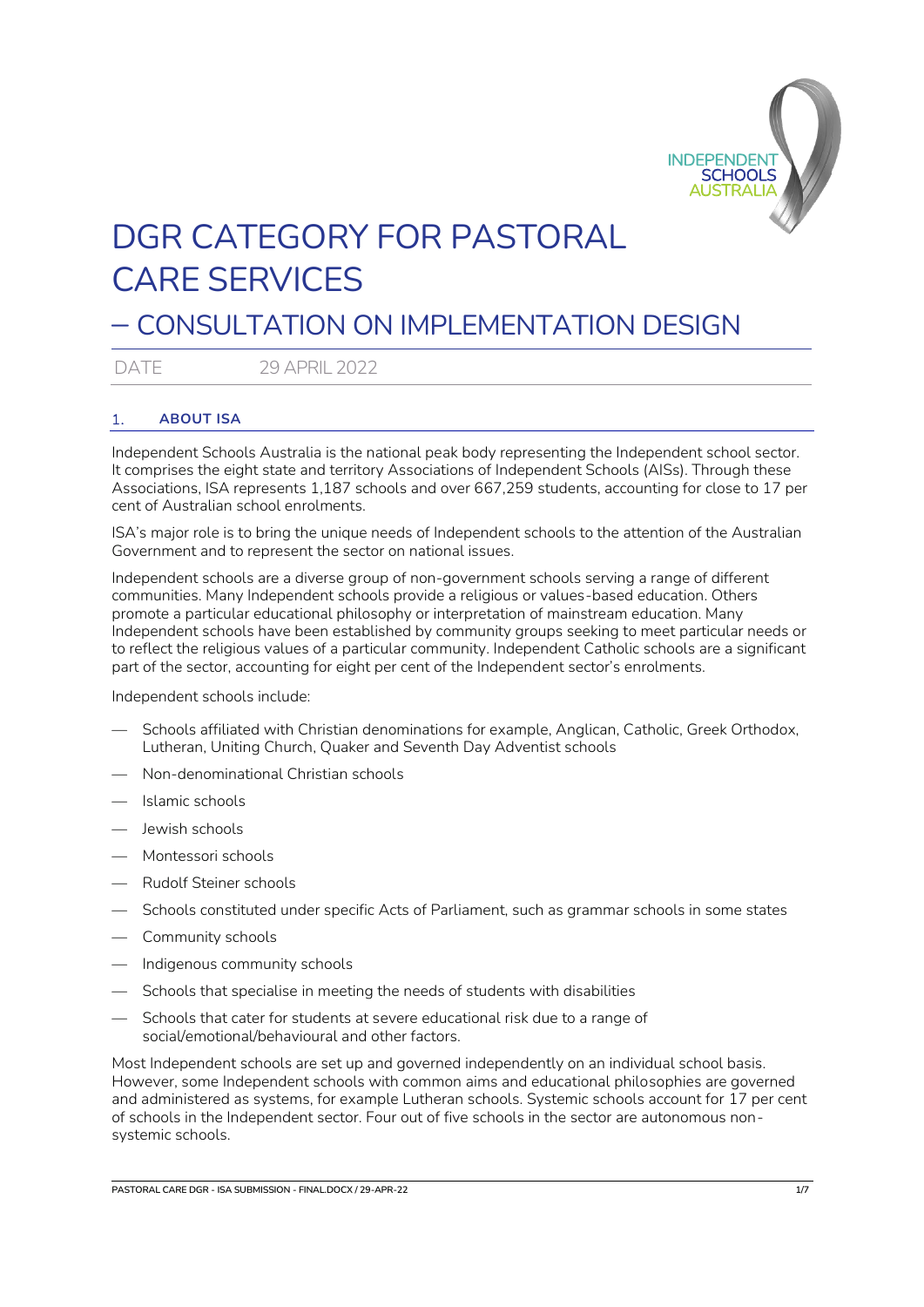# DGR CATEGORY FOR PASTORAL CARE SERVICES

## – CONSULTATION ON IMPLEMENTATION DESIGN

DATE 29 APRIL 2022

### 1. ABOUT ISA

Independent Schools Australia is the national peak body representing the Independent school sector. It comprises the eight state and territory Associations of Independent Schools (AISs). Through these Associations, ISA represents 1,187 schools and over 667,259 students, accounting for close to 17 per cent of Australian school enrolments.

ISA's major role is to bring the unique needs of Independent schools to the attention of the Australian Government and to represent the sector on national issues.

Independent schools are a diverse group of non-government schools serving a range of different communities. Many Independent schools provide a religious or values-based education. Others promote a particular educational philosophy or interpretation of mainstream education. Many Independent schools have been established by community groups seeking to meet particular needs or to reflect the religious values of a particular community. Independent Catholic schools are a significant part of the sector, accounting for eight per cent of the Independent sector's enrolments.

Independent schools include:

- Schools affiliated with Christian denominations for example, Anglican, Catholic, Greek Orthodox, Lutheran, Uniting Church, Quaker and Seventh Day Adventist schools
- Non-denominational Christian schools
- Islamic schools
- Jewish schools
- Montessori schools
- Rudolf Steiner schools
- Schools constituted under specific Acts of Parliament, such as grammar schools in some states
- Community schools
- Indigenous community schools
- Schools that specialise in meeting the needs of students with disabilities
- Schools that cater for students at severe educational risk due to a range of social/emotional/behavioural and other factors.

Most Independent schools are set up and governed independently on an individual school basis. However, some Independent schools with common aims and educational philosophies are governed and administered as systems, for example Lutheran schools. Systemic schools account for 17 per cent of schools in the Independent sector. Four out of five schools in the sector are autonomous non-systemic schools.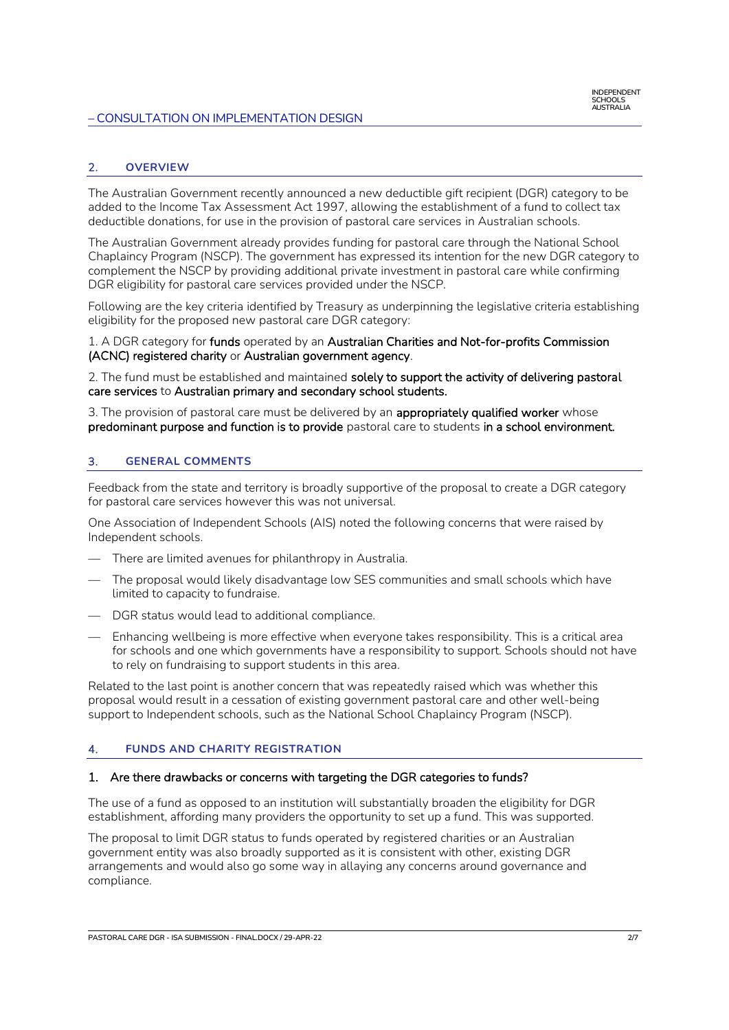## 2. OVERVIEW

The Australian Government recently announced a new deductible gift recipient (DGR) category to be added to the Income Tax Assessment Act 1997, allowing the establishment of a fund to collect tax deductible donations, for use in the provision of pastoral care services in Australian schools.

The Australian Government already provides funding for pastoral care through the National School Chaplaincy Program (NSCP). The government has expressed its intention for the new DGR category to complement the NSCP by providing additional private investment in pastoral care while confirming DGR eligibility for pastoral care services provided under the NSCP.

Following are the key criteria identified by Treasury as underpinning the legislative criteria establishing eligibility for the proposed new pastoral care DGR category:

1. A DGR category for **funds** operated by an **Australian Charities and Not-for-profits Commission (ACNC) registered charity** or **Australian government agency**.

2. The fund must be established and maintained **solely to support the activity of delivering pastoral care services** to **Australian primary and secondary school students.**

3. The provision of pastoral care must be delivered by an **appropriately qualified worker** whose **predominant purpose and function is to provide** pastoral care to students **in a school environment.**

## 3. GENERAL COMMENTS

Feedback from the state and territory is broadly supportive of the proposal to create a DGR category for pastoral care services however this was not universal.

One Association of Independent Schools (AIS) noted the following concerns that were raised by Independent schools.

- There are limited avenues for philanthropy in Australia.
- The proposal would likely disadvantage low SES communities and small schools which have limited to capacity to fundraise.
- DGR status would lead to additional compliance.
- Enhancing wellbeing is more effective when everyone takes responsibility. This is a critical area for schools and one which governments have a responsibility to support. Schools should not have to rely on fundraising to support students in this area.

Related to the last point is another concern that was repeatedly raised which was whether this proposal would result in a cessation of existing government pastoral care and other well-being support to Independent schools, such as the National School Chaplaincy Program (NSCP).

## 4. FUNDS AND CHARITY REGISTRATION

### 1. Are there drawbacks or concerns with targeting the DGR categories to funds?

The use of a fund as opposed to an institution will substantially broaden the eligibility for DGR establishment, affording many providers the opportunity to set up a fund. This was supported.

The proposal to limit DGR status to funds operated by registered charities or an Australian government entity was also broadly supported as it is consistent with other, existing DGR arrangements and would also go some way in allaying any concerns around governance and compliance.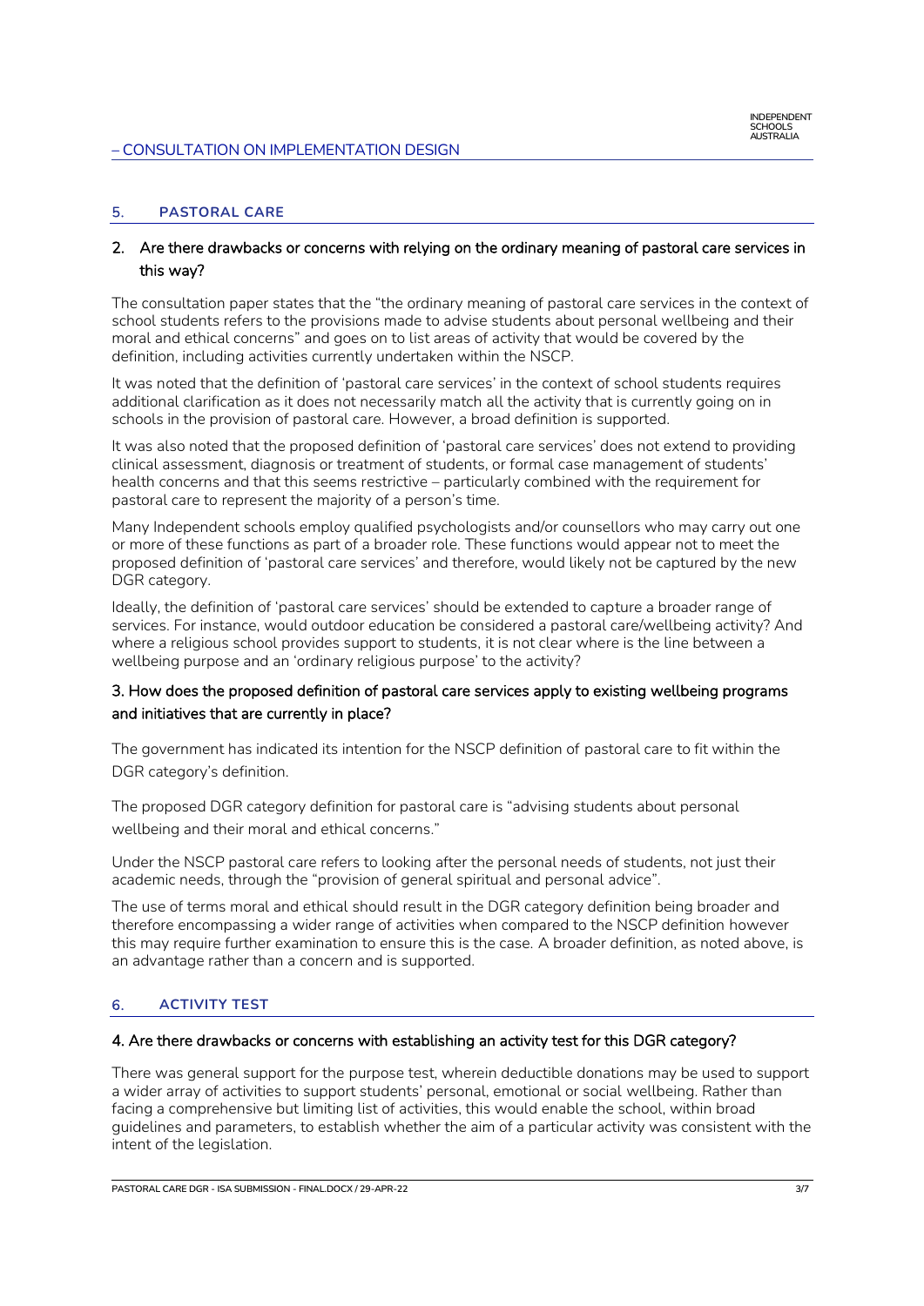## 5. PASTORAL CARE

### 2. Are there drawbacks or concerns with relying on the ordinary meaning of pastoral care services in this way?

The consultation paper states that the "the ordinary meaning of pastoral care services in the context of school students refers to the provisions made to advise students about personal wellbeing and their moral and ethical concerns" and goes on to list areas of activity that would be covered by the definition, including activities currently undertaken within the NSCP.

It was noted that the definition of 'pastoral care services' in the context of school students requires additional clarification as it does not necessarily match all the activity that is currently going on in schools in the provision of pastoral care. However, a broad definition is supported.

It was also noted that the proposed definition of 'pastoral care services' does not extend to providing clinical assessment, diagnosis or treatment of students, or formal case management of students' health concerns and that this seems restrictive – particularly combined with the requirement for pastoral care to represent the majority of a person's time.

Many Independent schools employ qualified psychologists and/or counsellors who may carry out one or more of these functions as part of a broader role. These functions would appear not to meet the proposed definition of 'pastoral care services' and therefore, would likely not be captured by the new DGR category.

Ideally, the definition of 'pastoral care services' should be extended to capture a broader range of services. For instance, would outdoor education be considered a pastoral care/wellbeing activity? And where a religious school provides support to students, it is not clear where is the line between a wellbeing purpose and an 'ordinary religious purpose' to the activity?

### 3. How does the proposed definition of pastoral care services apply to existing wellbeing programs and initiatives that are currently in place?

The government has indicated its intention for the NSCP definition of pastoral care to fit within the DGR category's definition.

The proposed DGR category definition for pastoral care is "advising students about personal wellbeing and their moral and ethical concerns."

Under the NSCP pastoral care refers to looking after the personal needs of students, not just their academic needs, through the "provision of general spiritual and personal advice".

The use of terms moral and ethical should result in the DGR category definition being broader and therefore encompassing a wider range of activities when compared to the NSCP definition however this may require further examination to ensure this is the case. A broader definition, as noted above, is an advantage rather than a concern and is supported.

## 6. ACTIVITY TEST

### 4. Are there drawbacks or concerns with establishing an activity test for this DGR category?

There was general support for the purpose test, wherein deductible donations may be used to support a wider array of activities to support students' personal, emotional or social wellbeing. Rather than facing a comprehensive but limiting list of activities, this would enable the school, within broad guidelines and parameters, to establish whether the aim of a particular activity was consistent with the intent of the legislation.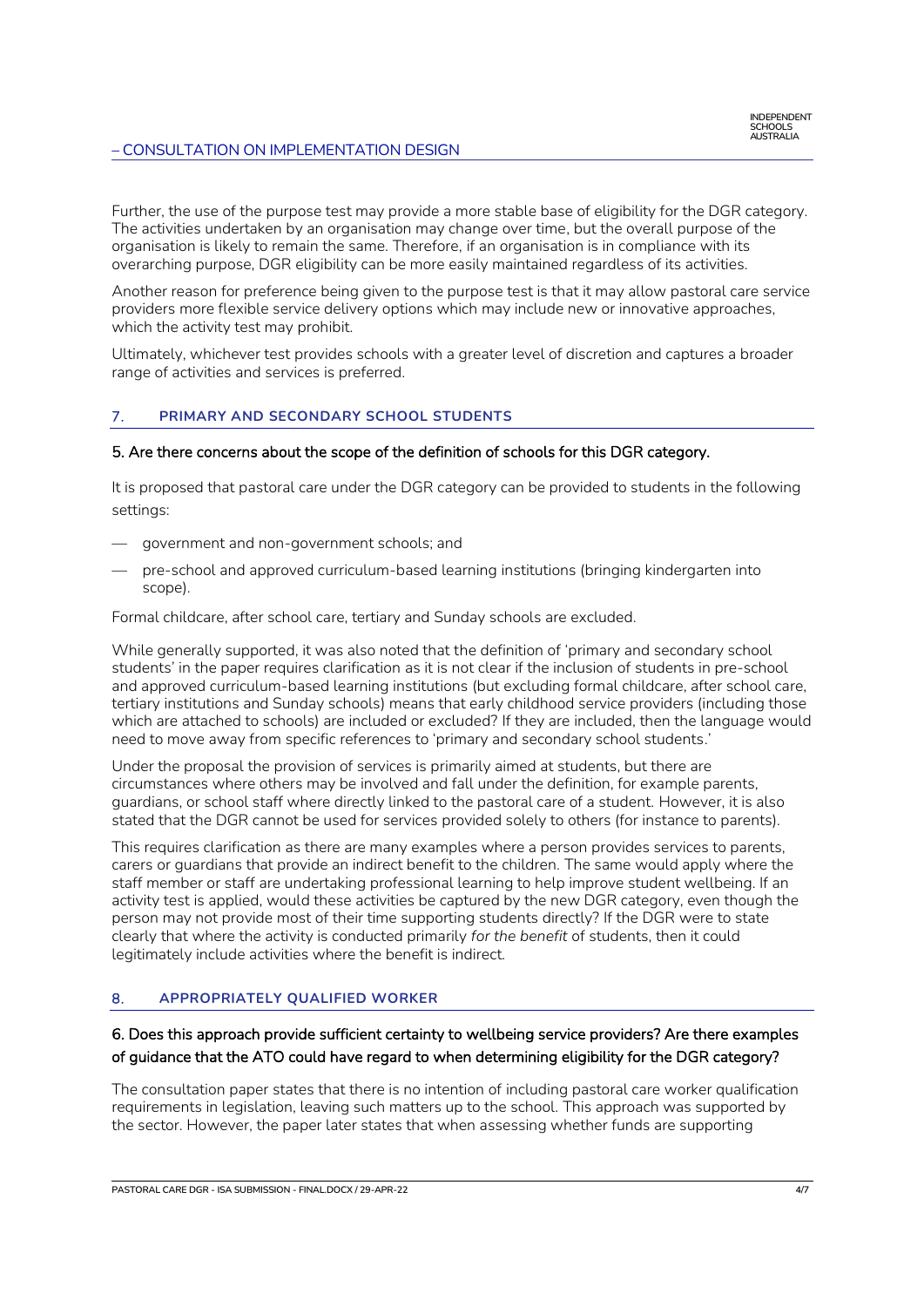Further, the use of the purpose test may provide a more stable base of eligibility for the DGR category. The activities undertaken by an organisation may change over time, but the overall purpose of the organisation is likely to remain the same. Therefore, if an organisation is in compliance with its overarching purpose, DGR eligibility can be more easily maintained regardless of its activities.

Another reason for preference being given to the purpose test is that it may allow pastoral care service providers more flexible service delivery options which may include new or innovative approaches, which the activity test may prohibit.

Ultimately, whichever test provides schools with a greater level of discretion and captures a broader range of activities and services is preferred.

## 7. PRIMARY AND SECONDARY SCHOOL STUDENTS

### 5. Are there concerns about the scope of the definition of schools for this DGR category.

It is proposed that pastoral care under the DGR category can be provided to students in the following settings:

- government and non-government schools; and
- pre-school and approved curriculum-based learning institutions (bringing kindergarten into scope).

Formal childcare, after school care, tertiary and Sunday schools are excluded.

While generally supported, it was also noted that the definition of 'primary and secondary school students' in the paper requires clarification as it is not clear if the inclusion of students in pre-school and approved curriculum-based learning institutions (but excluding formal childcare, after school care, tertiary institutions and Sunday schools) means that early childhood service providers (including those which are attached to schools) are included or excluded? If they are included, then the language would need to move away from specific references to 'primary and secondary school students.'

Under the proposal the provision of services is primarily aimed at students, but there are circumstances where others may be involved and fall under the definition, for example parents, guardians, or school staff where directly linked to the pastoral care of a student. However, it is also stated that the DGR cannot be used for services provided solely to others (for instance to parents).

This requires clarification as there are many examples where a person provides services to parents, carers or guardians that provide an indirect benefit to the children. The same would apply where the staff member or staff are undertaking professional learning to help improve student wellbeing. If an activity test is applied, would these activities be captured by the new DGR category, even though the person may not provide most of their time supporting students directly? If the DGR were to state clearly that where the activity is conducted primarily *for the benefit* of students, then it could legitimately include activities where the benefit is indirect.

## 8. APPROPRIATELY QUALIFIED WORKER

### 6. Does this approach provide sufficient certainty to wellbeing service providers? Are there examples of guidance that the ATO could have regard to when determining eligibility for the DGR category?

The consultation paper states that there is no intention of including pastoral care worker qualification requirements in legislation, leaving such matters up to the school. This approach was supported by the sector. However, the paper later states that when assessing whether funds are supporting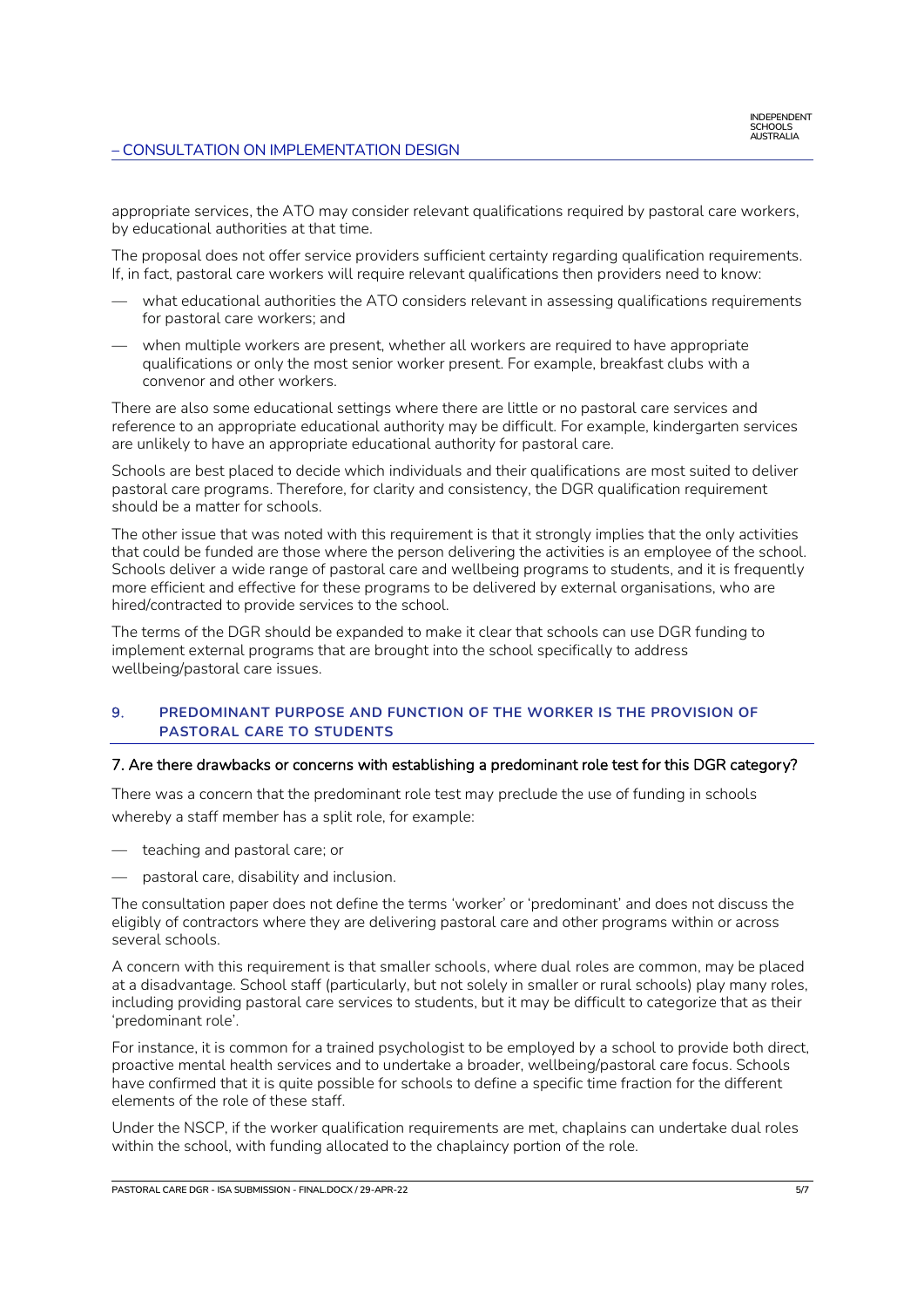appropriate services, the ATO may consider relevant qualifications required by pastoral care workers, by educational authorities at that time.

The proposal does not offer service providers sufficient certainty regarding qualification requirements. If, in fact, pastoral care workers will require relevant qualifications then providers need to know:

- what educational authorities the ATO considers relevant in assessing qualifications requirements for pastoral care workers; and
- when multiple workers are present, whether all workers are required to have appropriate qualifications or only the most senior worker present. For example, breakfast clubs with a convenor and other workers.

There are also some educational settings where there are little or no pastoral care services and reference to an appropriate educational authority may be difficult. For example, kindergarten services are unlikely to have an appropriate educational authority for pastoral care.

Schools are best placed to decide which individuals and their qualifications are most suited to deliver pastoral care programs. Therefore, for clarity and consistency, the DGR qualification requirement should be a matter for schools.

The other issue that was noted with this requirement is that it strongly implies that the only activities that could be funded are those where the person delivering the activities is an employee of the school. Schools deliver a wide range of pastoral care and wellbeing programs to students, and it is frequently more efficient and effective for these programs to be delivered by external organisations, who are hired/contracted to provide services to the school.

The terms of the DGR should be expanded to make it clear that schools can use DGR funding to implement external programs that are brought into the school specifically to address wellbeing/pastoral care issues.

## 9. PREDOMINANT PURPOSE AND FUNCTION OF THE WORKER IS THE PROVISION OF PASTORAL CARE TO STUDENTS

### 7. Are there drawbacks or concerns with establishing a predominant role test for this DGR category?

There was a concern that the predominant role test may preclude the use of funding in schools whereby a staff member has a split role, for example:

- teaching and pastoral care; or
- pastoral care, disability and inclusion.

The consultation paper does not define the terms 'worker' or 'predominant' and does not discuss the eligibly of contractors where they are delivering pastoral care and other programs within or across several schools.

A concern with this requirement is that smaller schools, where dual roles are common, may be placed at a disadvantage. School staff (particularly, but not solely in smaller or rural schools) play many roles, including providing pastoral care services to students, but it may be difficult to categorize that as their 'predominant role'.

For instance, it is common for a trained psychologist to be employed by a school to provide both direct, proactive mental health services and to undertake a broader, wellbeing/pastoral care focus. Schools have confirmed that it is quite possible for schools to define a specific time fraction for the different elements of the role of these staff.

Under the NSCP, if the worker qualification requirements are met, chaplains can undertake dual roles within the school, with funding allocated to the chaplaincy portion of the role.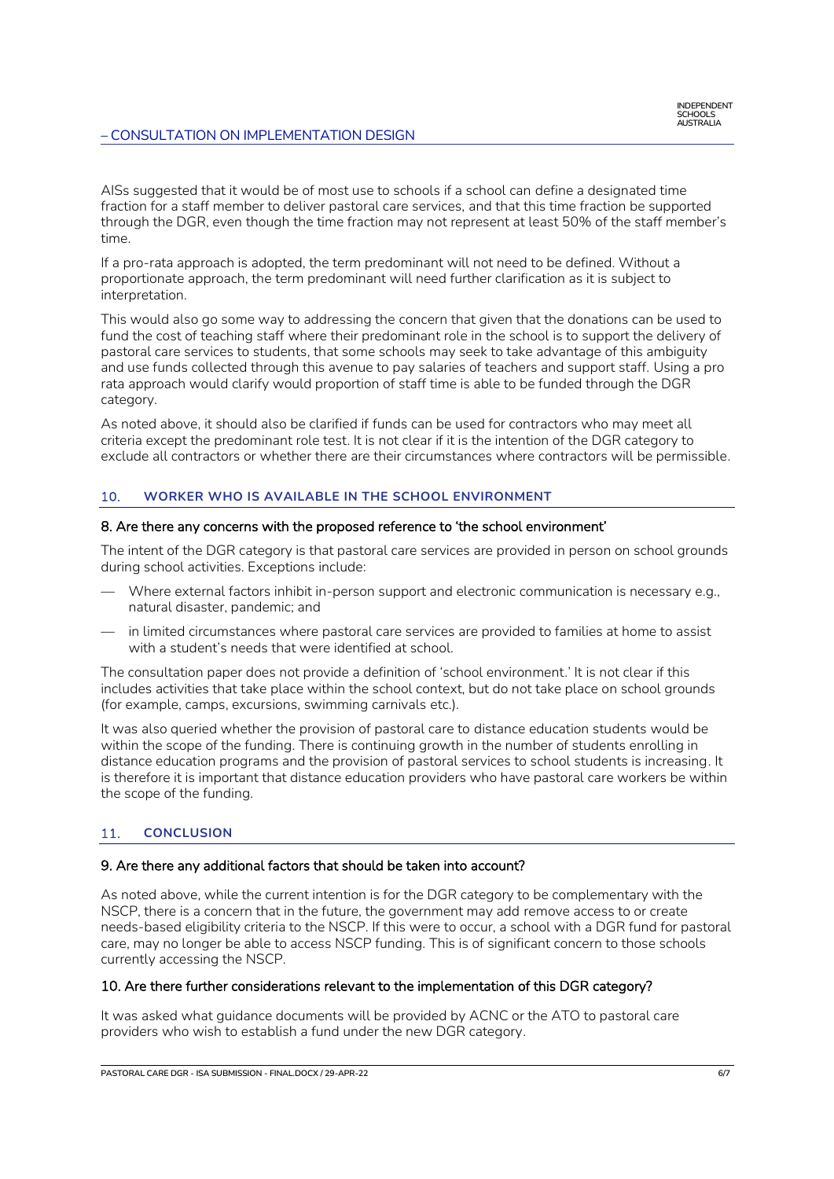AISs suggested that it would be of most use to schools if a school can define a designated time fraction for a staff member to deliver pastoral care services, and that this time fraction be supported through the DGR, even though the time fraction may not represent at least 50% of the staff member's time.

If a pro-rata approach is adopted, the term predominant will not need to be defined. Without a proportionate approach, the term predominant will need further clarification as it is subject to interpretation.

This would also go some way to addressing the concern that given that the donations can be used to fund the cost of teaching staff where their predominant role in the school is to support the delivery of pastoral care services to students, that some schools may seek to take advantage of this ambiguity and use funds collected through this avenue to pay salaries of teachers and support staff. Using a pro rata approach would clarify would proportion of staff time is able to be funded through the DGR category.

As noted above, it should also be clarified if funds can be used for contractors who may meet all criteria except the predominant role test. It is not clear if it is the intention of the DGR category to exclude all contractors or whether there are their circumstances where contractors will be permissible.

## 10. WORKER WHO IS AVAILABLE IN THE SCHOOL ENVIRONMENT

### 8. Are there any concerns with the proposed reference to 'the school environment'

The intent of the DGR category is that pastoral care services are provided in person on school grounds during school activities. Exceptions include:

- Where external factors inhibit in-person support and electronic communication is necessary e.g., natural disaster, pandemic; and
- in limited circumstances where pastoral care services are provided to families at home to assist with a student's needs that were identified at school.

The consultation paper does not provide a definition of 'school environment.' It is not clear if this includes activities that take place within the school context, but do not take place on school grounds (for example, camps, excursions, swimming carnivals etc.).

It was also queried whether the provision of pastoral care to distance education students would be within the scope of the funding. There is continuing growth in the number of students enrolling in distance education programs and the provision of pastoral services to school students is increasing. It is therefore it is important that distance education providers who have pastoral care workers be within the scope of the funding.

## 11. CONCLUSION

### 9. Are there any additional factors that should be taken into account?

As noted above, while the current intention is for the DGR category to be complementary with the NSCP, there is a concern that in the future, the government may add remove access to or create needs-based eligibility criteria to the NSCP. If this were to occur, a school with a DGR fund for pastoral care, may no longer be able to access NSCP funding. This is of significant concern to those schools currently accessing the NSCP.

### 10. Are there further considerations relevant to the implementation of this DGR category?

It was asked what guidance documents will be provided by ACNC or the ATO to pastoral care providers who wish to establish a fund under the new DGR category.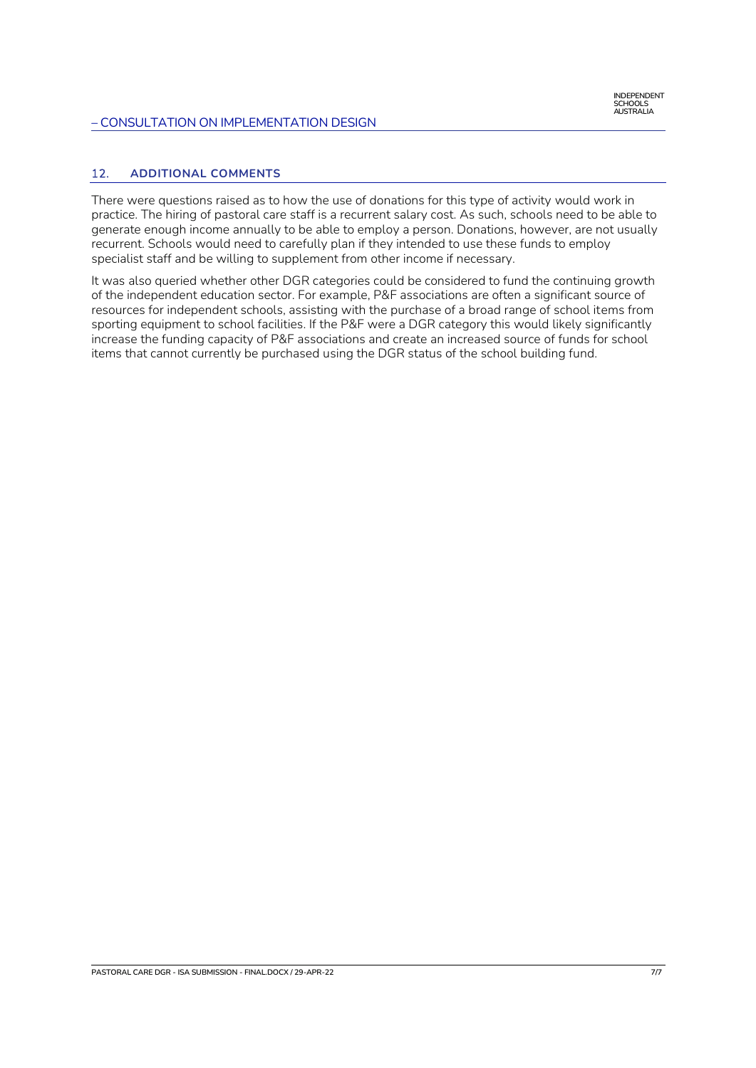## 12. ADDITIONAL COMMENTS

There were questions raised as to how the use of donations for this type of activity would work in practice. The hiring of pastoral care staff is a recurrent salary cost. As such, schools need to be able to generate enough income annually to be able to employ a person. Donations, however, are not usually recurrent. Schools would need to carefully plan if they intended to use these funds to employ specialist staff and be willing to supplement from other income if necessary.

It was also queried whether other DGR categories could be considered to fund the continuing growth of the independent education sector. For example, P&F associations are often a significant source of resources for independent schools, assisting with the purchase of a broad range of school items from sporting equipment to school facilities. If the P&F were a DGR category this would likely significantly increase the funding capacity of P&F associations and create an increased source of funds for school items that cannot currently be purchased using the DGR status of the school building fund.